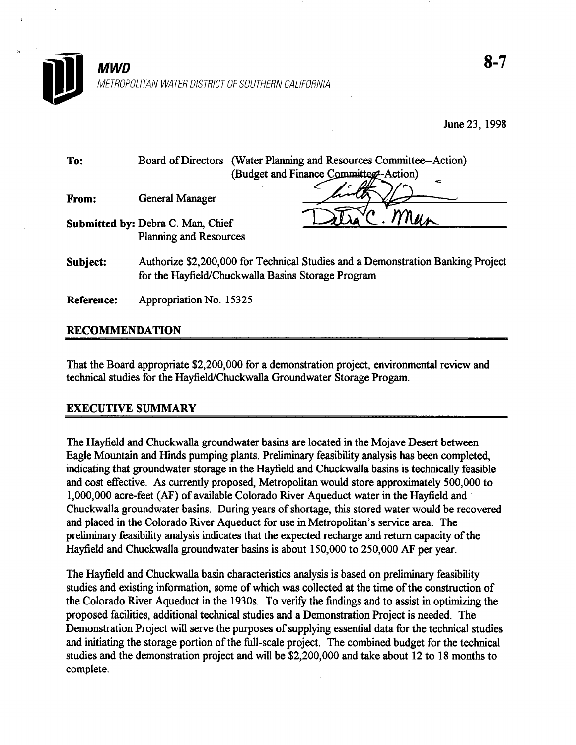**MWD**

*METROPOLITAN WATER DISTRICT OF SOUTHERN CALIFORNIA*

**8-7**

June 23, 1998

| | |
|---|---|
| **To:** | Board of Directors (Water Planning and Resources Committee--Action) (Budget and Finance Committee--Action) |
| **From:** | General Manager |
| **Submitted by:** | Debra C. Man, Chief Planning and Resources |
| **Subject:** | Authorize $2,200,000 for Technical Studies and a Demonstration Banking Project for the Hayfield/Chuckwalla Basins Storage Program |
| **Reference:** | Appropriation No. 15325 |

## RECOMMENDATION

That the Board appropriate $2,200,000 for a demonstration project, environmental review and technical studies for the Hayfield/Chuckwalla Groundwater Storage Progam.

## EXECUTIVE SUMMARY

The Hayfield and Chuckwalla groundwater basins are located in the Mojave Desert between Eagle Mountain and Hinds pumping plants. Preliminary feasibility analysis has been completed, indicating that groundwater storage in the Hayfield and Chuckwalla basins is technically feasible and cost effective. As currently proposed, Metropolitan would store approximately 500,000 to 1,000,000 acre-feet (AF) of available Colorado River Aqueduct water in the Hayfield and Chuckwalla groundwater basins. During years of shortage, this stored water would be recovered and placed in the Colorado River Aqueduct for use in Metropolitan's service area. The preliminary feasibility analysis indicates that the expected recharge and return capacity of the Hayfield and Chuckwalla groundwater basins is about 150,000 to 250,000 AF per year.

The Hayfield and Chuckwalla basin characteristics analysis is based on preliminary feasibility studies and existing information, some of which was collected at the time of the construction of the Colorado River Aqueduct in the 1930s. To verify the findings and to assist in optimizing the proposed facilities, additional technical studies and a Demonstration Project is needed. The Demonstration Project will serve the purposes of supplying essential data for the technical studies and initiating the storage portion of the full-scale project. The combined budget for the technical studies and the demonstration project and will be $2,200,000 and take about 12 to 18 months to complete.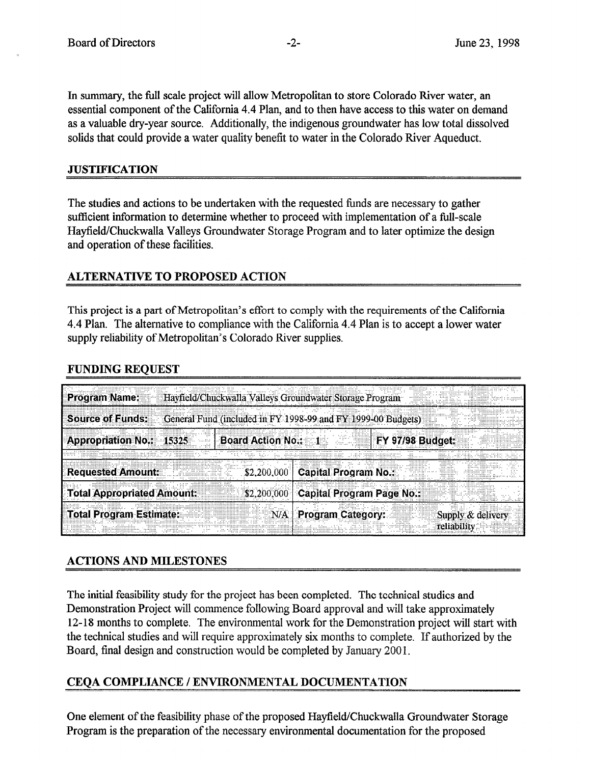In summary, the full scale project will allow Metropolitan to store Colorado River water, an essential component of the California 4.4 Plan, and to then have access to this water on demand as a valuable dry-year source. Additionally, the indigenous groundwater has low total dissolved solids that could provide a water quality benefit to water in the Colorado River Aqueduct.

## JUSTIFICATION

The studies and actions to be undertaken with the requested funds are necessary to gather sufficient information to determine whether to proceed with implementation of a full-scale Hayfield/Chuckwalla Valleys Groundwater Storage Program and to later optimize the design and operation of these facilities.

## ALTERNATIVE TO PROPOSED ACTION

This project is a part of Metropolitan's effort to comply with the requirements of the California 4.4 Plan. The alternative to compliance with the California 4.4 Plan is to accept a lower water supply reliability of Metropolitan's Colorado River supplies.

## FUNDING REQUEST

| **Program Name:** Hayfield/Chuckwalla Valleys Groundwater Storage Program | | | |
|---|---|---|---|
| **Source of Funds:** General Fund (included in FY 1998-99 and FY 1999-00 Budgets) | | | |
| **Appropriation No.:** 15325 | **Board Action No.:** 1 | **FY 97/98 Budget:** | |
| **Requested Amount:** | $2,200,000 | **Capital Program No.:** | |
| **Total Appropriated Amount:** | $2,200,000 | **Capital Program Page No.:** | |
| **Total Program Estimate:** | N/A | **Program Category:** | Supply & delivery reliability |

## ACTIONS AND MILESTONES

The initial feasibility study for the project has been completed. The technical studies and Demonstration Project will commence following Board approval and will take approximately 12-18 months to complete. The environmental work for the Demonstration project will start with the technical studies and will require approximately six months to complete. If authorized by the Board, final design and construction would be completed by January 2001.

## CEQA COMPLIANCE / ENVIRONMENTAL DOCUMENTATION

One element of the feasibility phase of the proposed Hayfield/Chuckwalla Groundwater Storage Program is the preparation of the necessary environmental documentation for the proposed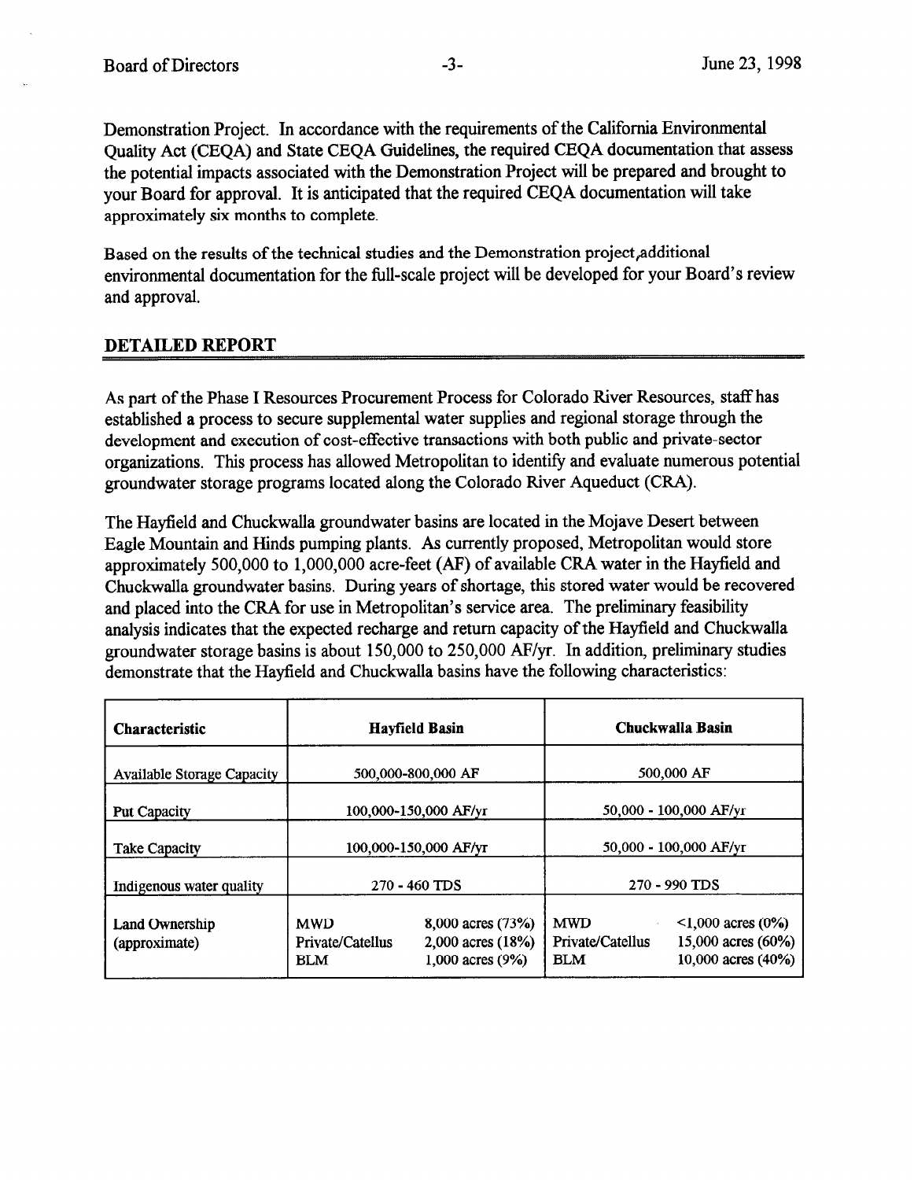Demonstration Project. In accordance with the requirements of the California Environmental Quality Act (CEQA) and State CEQA Guidelines, the required CEQA documentation that assess the potential impacts associated with the Demonstration Project will be prepared and brought to your Board for approval. It is anticipated that the required CEQA documentation will take approximately six months to complete.

Based on the results of the technical studies and the Demonstration project,additional environmental documentation for the full-scale project will be developed for your Board's review and approval.

## DETAILED REPORT

As part of the Phase I Resources Procurement Process for Colorado River Resources, staff has established a process to secure supplemental water supplies and regional storage through the development and execution of cost-effective transactions with both public and private-sector organizations. This process has allowed Metropolitan to identify and evaluate numerous potential groundwater storage programs located along the Colorado River Aqueduct (CRA).

The Hayfield and Chuckwalla groundwater basins are located in the Mojave Desert between Eagle Mountain and Hinds pumping plants. As currently proposed, Metropolitan would store approximately 500,000 to 1,000,000 acre-feet (AF) of available CRA water in the Hayfield and Chuckwalla groundwater basins. During years of shortage, this stored water would be recovered and placed into the CRA for use in Metropolitan's service area. The preliminary feasibility analysis indicates that the expected recharge and return capacity of the Hayfield and Chuckwalla groundwater storage basins is about 150,000 to 250,000 AF/yr. In addition, preliminary studies demonstrate that the Hayfield and Chuckwalla basins have the following characteristics:

| Characteristic | Hayfield Basin | | Chuckwalla Basin | |
|---|---|---|---|---|
| Available Storage Capacity | 500,000-800,000 AF | | 500,000 AF | |
| Put Capacity | 100,000-150,000 AF/yr | | 50,000 - 100,000 AF/yr | |
| Take Capacity | 100,000-150,000 AF/yr | | 50,000 - 100,000 AF/yr | |
| Indigenous water quality | 270 - 460 TDS | | 270 - 990 TDS | |
| Land Ownership (approximate) | MWD | 8,000 acres (73%) | MWD | <1,000 acres (0%) |
| | Private/Catellus | 2,000 acres (18%) | Private/Catellus | 15,000 acres (60%) |
| | BLM | 1,000 acres (9%) | BLM | 10,000 acres (40%) |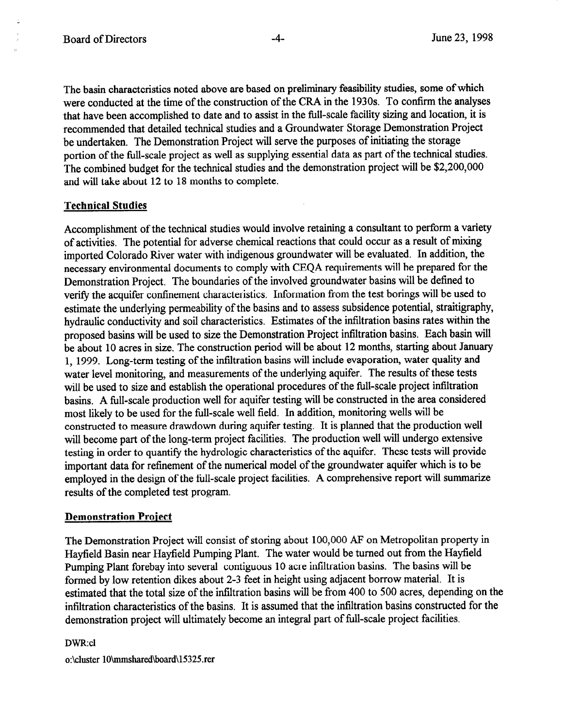The basin characteristics noted above are based on preliminary feasibility studies, some of which were conducted at the time of the construction of the CRA in the 1930s. To confirm the analyses that have been accomplished to date and to assist in the full-scale facility sizing and location, it is recommended that detailed technical studies and a Groundwater Storage Demonstration Project be undertaken. The Demonstration Project will serve the purposes of initiating the storage portion of the full-scale project as well as supplying essential data as part of the technical studies. The combined budget for the technical studies and the demonstration project will be $2,200,000 and will take about 12 to 18 months to complete.

## Technical Studies

Accomplishment of the technical studies would involve retaining a consultant to perform a variety of activities. The potential for adverse chemical reactions that could occur as a result of mixing imported Colorado River water with indigenous groundwater will be evaluated. In addition, the necessary environmental documents to comply with CEQA requirements will be prepared for the Demonstration Project. The boundaries of the involved groundwater basins will be defined to verify the acquifer confinement characteristics. Information from the test borings will be used to estimate the underlying permeability of the basins and to assess subsidence potential, straitigraphy, hydraulic conductivity and soil characteristics. Estimates of the infiltration basins rates within the proposed basins will be used to size the Demonstration Project infiltration basins. Each basin will be about 10 acres in size. The construction period will be about 12 months, starting about January 1, 1999. Long-term testing of the infiltration basins will include evaporation, water quality and water level monitoring, and measurements of the underlying aquifer. The results of these tests will be used to size and establish the operational procedures of the full-scale project infiltration basins. A full-scale production well for aquifer testing will be constructed in the area considered most likely to be used for the full-scale well field. In addition, monitoring wells will be constructed to measure drawdown during aquifer testing. It is planned that the production well will become part of the long-term project facilities. The production well will undergo extensive testing in order to quantify the hydrologic characteristics of the aquifer. These tests will provide important data for refinement of the numerical model of the groundwater aquifer which is to be employed in the design of the full-scale project facilities. A comprehensive report will summarize results of the completed test program.

## Demonstration Project

The Demonstration Project will consist of storing about 100,000 AF on Metropolitan property in Hayfield Basin near Hayfield Pumping Plant. The water would be turned out from the Hayfield Pumping Plant forebay into several contiguous 10 acre infiltration basins. The basins will be formed by low retention dikes about 2-3 feet in height using adjacent borrow material. It is estimated that the total size of the infiltration basins will be from 400 to 500 acres, depending on the infiltration characteristics of the basins. It is assumed that the infiltration basins constructed for the demonstration project will ultimately become an integral part of full-scale project facilities.

DWR:cl

o:\cluster 10\mmshared\board\15325.rer